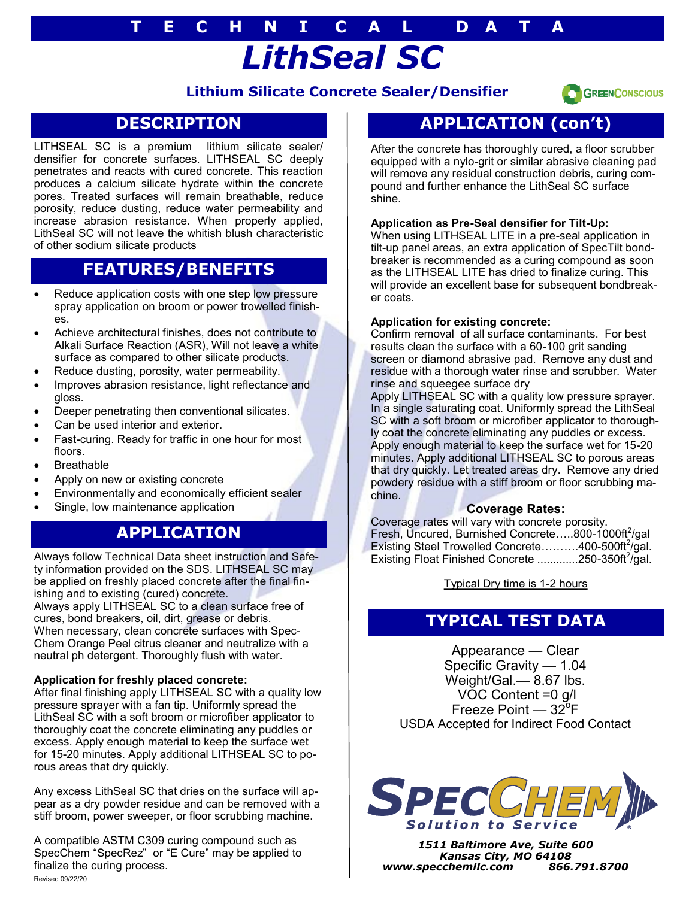# TECHNICAL DATA

# LithSeal SC

**Lithium Silicate Concrete Sealer/Densifier**

GREENCONSCIOUS

## DESCRIPTION

LITHSEAL SC is a premium lithium silicate sealer/densifier for concrete surfaces. LITHSEAL SC deeply penetrates and reacts with cured concrete. This reaction produces a calcium silicate hydrate within the concrete pores. Treated surfaces will remain breathable, reduce porosity, reduce dusting, reduce water permeability and increase abrasion resistance. When properly applied, LithSeal SC will not leave the whitish blush characteristic of other sodium silicate products

## FEATURES/BENEFITS

- Reduce application costs with one step low pressure spray application on broom or power trowelled finishes.
- Achieve architectural finishes, does not contribute to Alkali Surface Reaction (ASR), Will not leave a white surface as compared to other silicate products.
- Reduce dusting, porosity, water permeability.
- Improves abrasion resistance, light reflectance and gloss.
- Deeper penetrating then conventional silicates.
- Can be used interior and exterior.
- Fast-curing. Ready for traffic in one hour for most floors.
- Breathable
- Apply on new or existing concrete
- Environmentally and economically efficient sealer
- Single, low maintenance application

## APPLICATION

Always follow Technical Data sheet instruction and Safety information provided on the SDS. LITHSEAL SC may be applied on freshly placed concrete after the final finishing and to existing (cured) concrete.
Always apply LITHSEAL SC to a clean surface free of cures, bond breakers, oil, dirt, grease or debris.
When necessary, clean concrete surfaces with Spec-Chem Orange Peel citrus cleaner and neutralize with a neutral ph detergent. Thoroughly flush with water.

**Application for freshly placed concrete:**
After final finishing apply LITHSEAL SC with a quality low pressure sprayer with a fan tip. Uniformly spread the LithSeal SC with a soft broom or microfiber applicator to thoroughly coat the concrete eliminating any puddles or excess. Apply enough material to keep the surface wet for 15-20 minutes. Apply additional LITHSEAL SC to porous areas that dry quickly.

Any excess LithSeal SC that dries on the surface will appear as a dry powder residue and can be removed with a stiff broom, power sweeper, or floor scrubbing machine.

A compatible ASTM C309 curing compound such as SpecChem "SpecRez" or "E Cure" may be applied to finalize the curing process.

## APPLICATION (con't)

After the concrete has thoroughly cured, a floor scrubber equipped with a nylo-grit or similar abrasive cleaning pad will remove any residual construction debris, curing compound and further enhance the LithSeal SC surface shine.

**Application as Pre-Seal densifier for Tilt-Up:**
When using LITHSEAL LITE in a pre-seal application in tilt-up panel areas, an extra application of SpecTilt bondbreaker is recommended as a curing compound as soon as the LITHSEAL LITE has dried to finalize curing. This will provide an excellent base for subsequent bondbreaker coats.

**Application for existing concrete:**
Confirm removal of all surface contaminants. For best results clean the surface with a 60-100 grit sanding screen or diamond abrasive pad. Remove any dust and residue with a thorough water rinse and scrubber. Water rinse and squeegee surface dry
Apply LITHSEAL SC with a quality low pressure sprayer. In a single saturating coat. Uniformly spread the LithSeal SC with a soft broom or microfiber applicator to thoroughly coat the concrete eliminating any puddles or excess. Apply enough material to keep the surface wet for 15-20 minutes. Apply additional LITHSEAL SC to porous areas that dry quickly. Let treated areas dry. Remove any dried powdery residue with a stiff broom or floor scrubbing machine.

**Coverage Rates:**

Coverage rates will vary with concrete porosity.
Fresh, Uncured, Burnished Concrete…..800-1000ft$^2$/gal
Existing Steel Trowelled Concrete……….400-500ft$^2$/gal.
Existing Float Finished Concrete .............250-350ft$^2$/gal.

Typical Dry time is 1-2 hours

## TYPICAL TEST DATA

Appearance — Clear
Specific Gravity — 1.04
Weight/Gal.— 8.67 lbs.
VOC Content =0 g/l
Freeze Point — 32$^o$F
USDA Accepted for Indirect Food Contact

SPECCHEM
*Solution to Service*

***1511 Baltimore Ave, Suite 600***
***Kansas City, MO 64108***
***www.specchemllc.com 866.791.8700***

Revised 09/22/20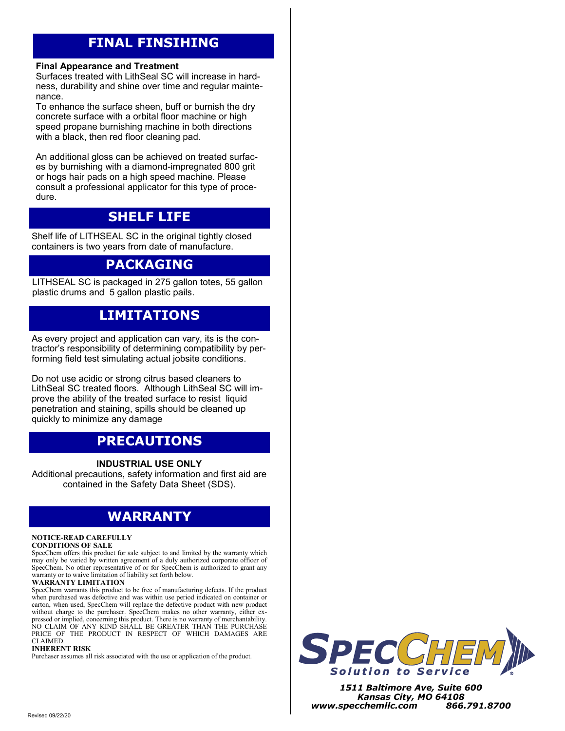## FINAL FINSIHING

**Final Appearance and Treatment**

Surfaces treated with LithSeal SC will increase in hardness, durability and shine over time and regular maintenance.

To enhance the surface sheen, buff or burnish the dry concrete surface with a orbital floor machine or high speed propane burnishing machine in both directions with a black, then red floor cleaning pad.

An additional gloss can be achieved on treated surfaces by burnishing with a diamond-impregnated 800 grit or hogs hair pads on a high speed machine. Please consult a professional applicator for this type of procedure.

## SHELF LIFE

Shelf life of LITHSEAL SC in the original tightly closed containers is two years from date of manufacture.

## PACKAGING

LITHSEAL SC is packaged in 275 gallon totes, 55 gallon plastic drums and 5 gallon plastic pails.

## LIMITATIONS

As every project and application can vary, its is the contractor's responsibility of determining compatibility by performing field test simulating actual jobsite conditions.

Do not use acidic or strong citrus based cleaners to LithSeal SC treated floors. Although LithSeal SC will improve the ability of the treated surface to resist liquid penetration and staining, spills should be cleaned up quickly to minimize any damage

## PRECAUTIONS

**INDUSTRIAL USE ONLY**

Additional precautions, safety information and first aid are contained in the Safety Data Sheet (SDS).

## WARRANTY

**NOTICE-READ CAREFULLY**

**CONDITIONS OF SALE**

SpecChem offers this product for sale subject to and limited by the warranty which may only be varied by written agreement of a duly authorized corporate officer of SpecChem. No other representative of or for SpecChem is authorized to grant any warranty or to waive limitation of liability set forth below.

**WARRANTY LIMITATION**

SpecChem warrants this product to be free of manufacturing defects. If the product when purchased was defective and was within use period indicated on container or carton, when used, SpecChem will replace the defective product with new product without charge to the purchaser. SpecChem makes no other warranty, either expressed or implied, concerning this product. There is no warranty of merchantability. NO CLAIM OF ANY KIND SHALL BE GREATER THAN THE PURCHASE PRICE OF THE PRODUCT IN RESPECT OF WHICH DAMAGES ARE CLAIMED.

**INHERENT RISK**

Purchaser assumes all risk associated with the use or application of the product.

SPECCHEM
*Solution to Service*

*1511 Baltimore Ave, Suite 600*
*Kansas City, MO 64108*
*www.specchemllc.com 866.791.8700*

Revised 09/22/20